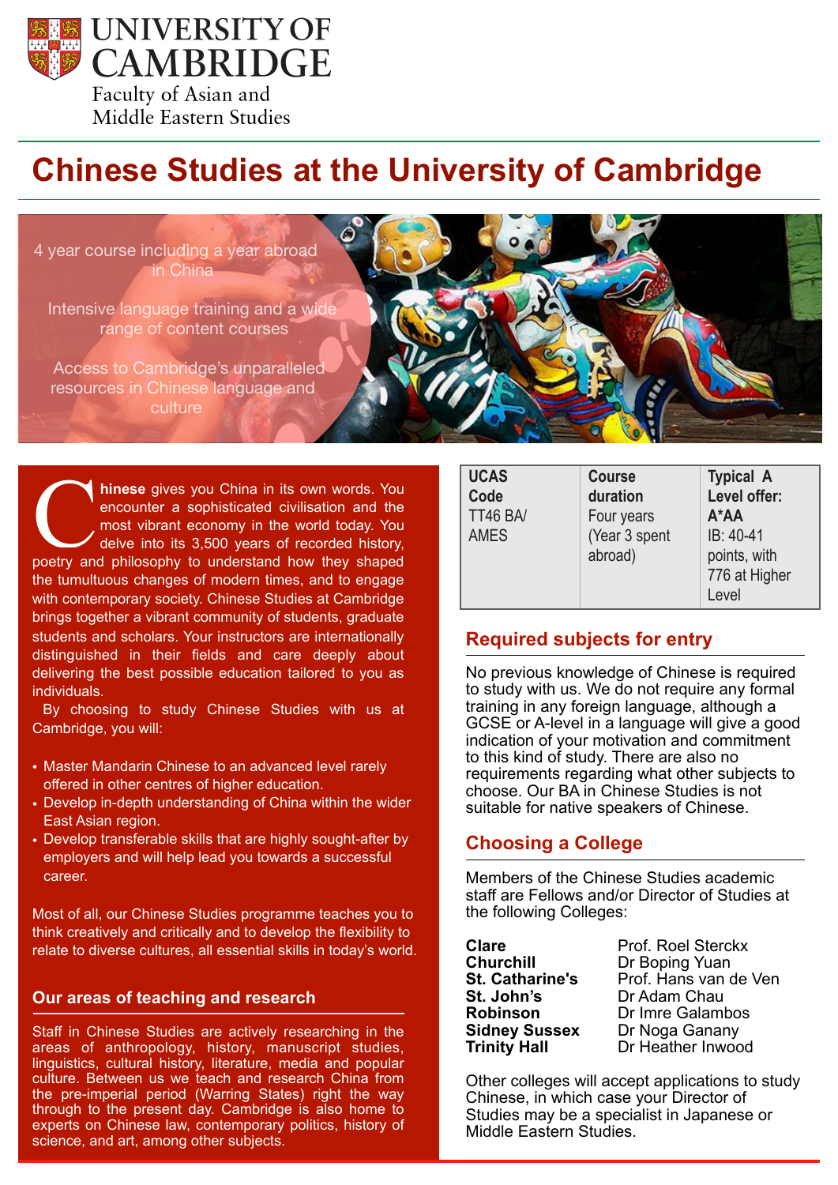UNIVERSITY OF CAMBRIDGE

Faculty of Asian and Middle Eastern Studies

# Chinese Studies at the University of Cambridge

4 year course including a year abroad in China

Intensive language training and a wide range of content courses

Access to Cambridge's unparalleled resources in Chinese language and culture

**Chinese** gives you China in its own words. You encounter a sophisticated civilisation and the most vibrant economy in the world today. You delve into its 3,500 years of recorded history, poetry and philosophy to understand how they shaped the tumultuous changes of modern times, and to engage with contemporary society. Chinese Studies at Cambridge brings together a vibrant community of students, graduate students and scholars. Your instructors are internationally distinguished in their fields and care deeply about delivering the best possible education tailored to you as individuals.

By choosing to study Chinese Studies with us at Cambridge, you will:

- Master Mandarin Chinese to an advanced level rarely offered in other centres of higher education.
- Develop in-depth understanding of China within the wider East Asian region.
- Develop transferable skills that are highly sought-after by employers and will help lead you towards a successful career.

Most of all, our Chinese Studies programme teaches you to think creatively and critically and to develop the flexibility to relate to diverse cultures, all essential skills in today's world.

## Our areas of teaching and research

Staff in Chinese Studies are actively researching in the areas of anthropology, history, manuscript studies, linguistics, cultural history, literature, media and popular culture. Between us we teach and research China from the pre-imperial period (Warring States) right the way through to the present day. Cambridge is also home to experts on Chinese law, contemporary politics, history of science, and art, among other subjects.

| UCAS Code | Course duration | Typical A Level offer: A*AA |
|---|---|---|
| TT46 BA/ AMES | Four years (Year 3 spent abroad) | IB: 40-41 points, with 776 at Higher Level |

## Required subjects for entry

No previous knowledge of Chinese is required to study with us. We do not require any formal training in any foreign language, although a GCSE or A-level in a language will give a good indication of your motivation and commitment to this kind of study. There are also no requirements regarding what other subjects to choose. Our BA in Chinese Studies is not suitable for native speakers of Chinese.

## Choosing a College

Members of the Chinese Studies academic staff are Fellows and/or Director of Studies at the following Colleges:

| | |
|---|---|
| **Clare** | Prof. Roel Sterckx |
| **Churchill** | Dr Boping Yuan |
| **St. Catharine's** | Prof. Hans van de Ven |
| **St. John's** | Dr Adam Chau |
| **Robinson** | Dr Imre Galambos |
| **Sidney Sussex** | Dr Noga Ganany |
| **Trinity Hall** | Dr Heather Inwood |

Other colleges will accept applications to study Chinese, in which case your Director of Studies may be a specialist in Japanese or Middle Eastern Studies.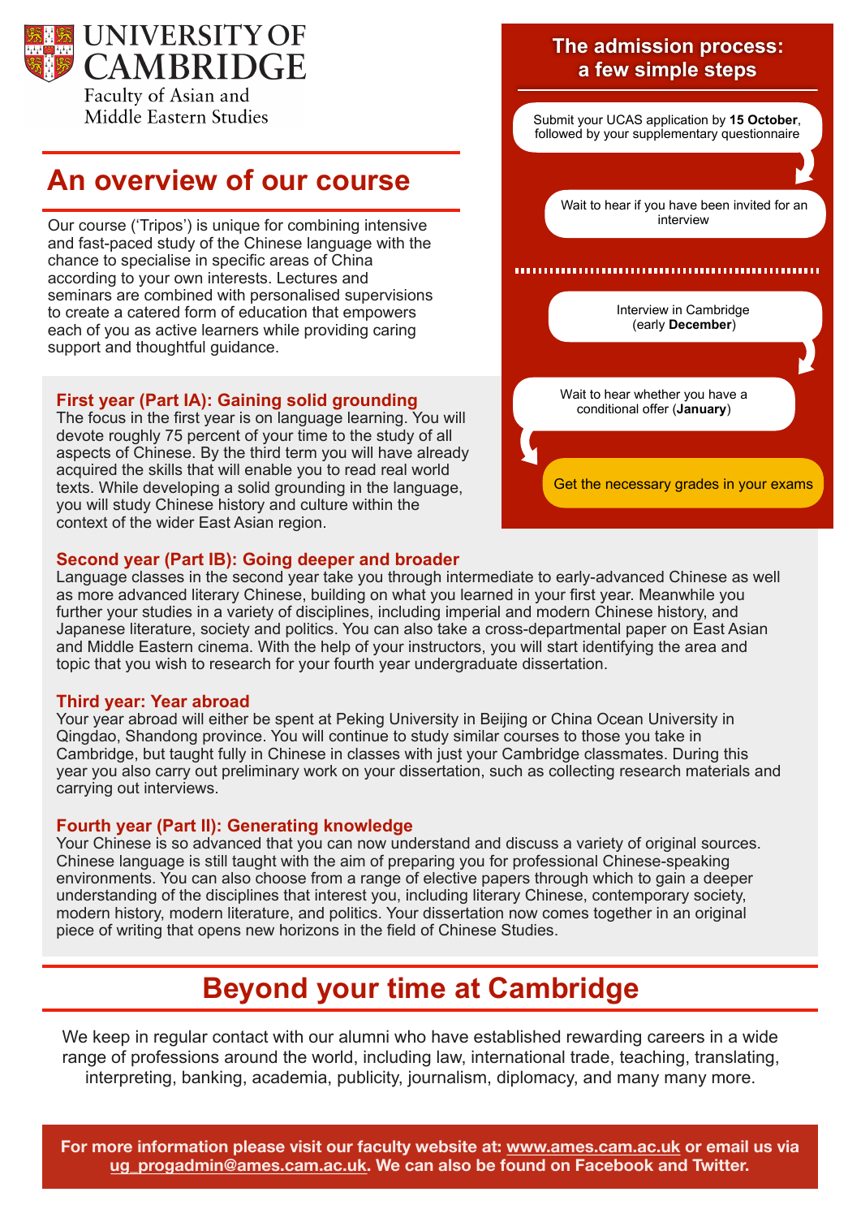UNIVERSITY OF CAMBRIDGE
Faculty of Asian and Middle Eastern Studies

## An overview of our course

Our course ('Tripos') is unique for combining intensive and fast-paced study of the Chinese language with the chance to specialise in specific areas of China according to your own interests. Lectures and seminars are combined with personalised supervisions to create a catered form of education that empowers each of you as active learners while providing caring support and thoughtful guidance.

### First year (Part IA): Gaining solid grounding

The focus in the first year is on language learning. You will devote roughly 75 percent of your time to the study of all aspects of Chinese. By the third term you will have already acquired the skills that will enable you to read real world texts. While developing a solid grounding in the language, you will study Chinese history and culture within the context of the wider East Asian region.

### Second year (Part IB): Going deeper and broader

Language classes in the second year take you through intermediate to early-advanced Chinese as well as more advanced literary Chinese, building on what you learned in your first year. Meanwhile you further your studies in a variety of disciplines, including imperial and modern Chinese history, and Japanese literature, society and politics. You can also take a cross-departmental paper on East Asian and Middle Eastern cinema. With the help of your instructors, you will start identifying the area and topic that you wish to research for your fourth year undergraduate dissertation.

### Third year: Year abroad

Your year abroad will either be spent at Peking University in Beijing or China Ocean University in Qingdao, Shandong province. You will continue to study similar courses to those you take in Cambridge, but taught fully in Chinese in classes with just your Cambridge classmates. During this year you also carry out preliminary work on your dissertation, such as collecting research materials and carrying out interviews.

### Fourth year (Part II): Generating knowledge

Your Chinese is so advanced that you can now understand and discuss a variety of original sources. Chinese language is still taught with the aim of preparing you for professional Chinese-speaking environments. You can also choose from a range of elective papers through which to gain a deeper understanding of the disciplines that interest you, including literary Chinese, contemporary society, modern history, modern literature, and politics. Your dissertation now comes together in an original piece of writing that opens new horizons in the field of Chinese Studies.

## The admission process: a few simple steps

1. Submit your UCAS application by **15 October**, followed by your supplementary questionnaire
2. Wait to hear if you have been invited for an interview
3. Interview in Cambridge (early **December**)
4. Wait to hear whether you have a conditional offer (**January**)
5. Get the necessary grades in your exams

## Beyond your time at Cambridge

We keep in regular contact with our alumni who have established rewarding careers in a wide range of professions around the world, including law, international trade, teaching, translating, interpreting, banking, academia, publicity, journalism, diplomacy, and many many more.

**For more information please visit our faculty website at: www.ames.cam.ac.uk or email us via ug_progadmin@ames.cam.ac.uk. We can also be found on Facebook and Twitter.**